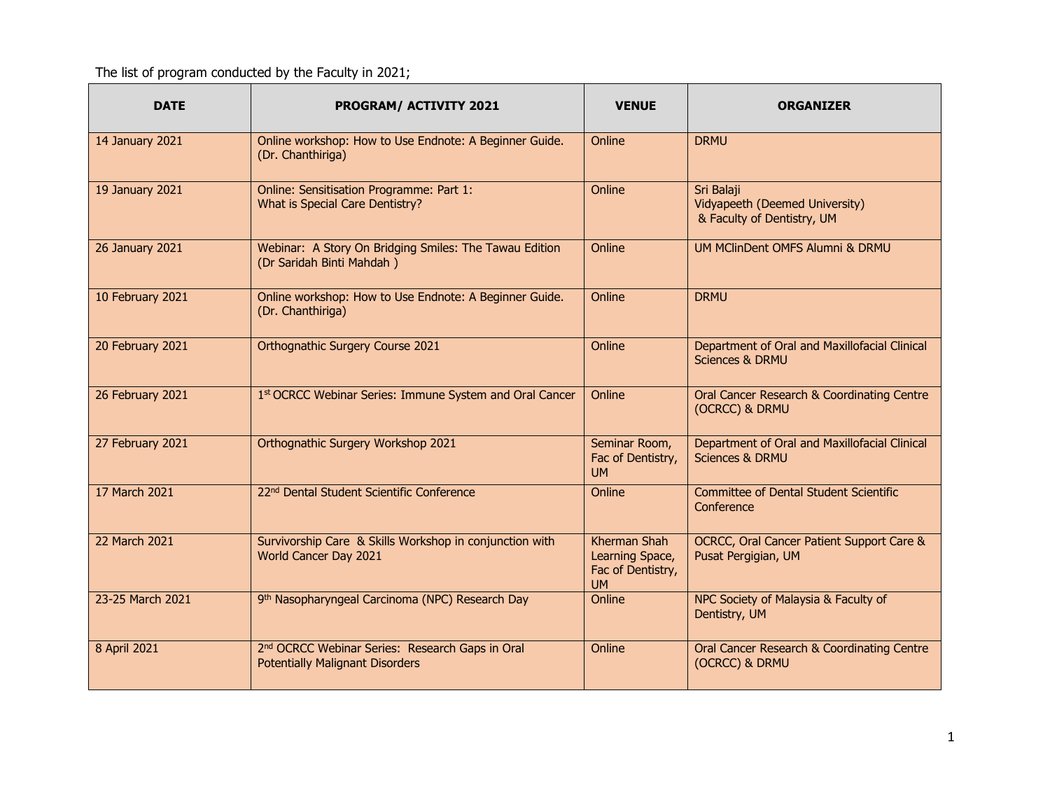The list of program conducted by the Faculty in 2021;

| DATE | PROGRAM/ ACTIVITY 2021 | VENUE | ORGANIZER |
|---|---|---|---|
| 14 January 2021 | Online workshop: How to Use Endnote: A Beginner Guide. (Dr. Chanthiriga) | Online | DRMU |
| 19 January 2021 | Online: Sensitisation Programme: Part 1: What is Special Care Dentistry? | Online | Sri Balaji Vidyapeeth (Deemed University) & Faculty of Dentistry, UM |
| 26 January 2021 | Webinar: A Story On Bridging Smiles: The Tawau Edition (Dr Saridah Binti Mahdah ) | Online | UM MClinDent OMFS Alumni & DRMU |
| 10 February 2021 | Online workshop: How to Use Endnote: A Beginner Guide. (Dr. Chanthiriga) | Online | DRMU |
| 20 February 2021 | Orthognathic Surgery Course 2021 | Online | Department of Oral and Maxillofacial Clinical Sciences & DRMU |
| 26 February 2021 | 1st OCRCC Webinar Series: Immune System and Oral Cancer | Online | Oral Cancer Research & Coordinating Centre (OCRCC) & DRMU |
| 27 February 2021 | Orthognathic Surgery Workshop 2021 | Seminar Room, Fac of Dentistry, UM | Department of Oral and Maxillofacial Clinical Sciences & DRMU |
| 17 March 2021 | 22nd Dental Student Scientific Conference | Online | Committee of Dental Student Scientific Conference |
| 22 March 2021 | Survivorship Care & Skills Workshop in conjunction with World Cancer Day 2021 | Kherman Shah Learning Space, Fac of Dentistry, UM | OCRCC, Oral Cancer Patient Support Care & Pusat Pergigian, UM |
| 23-25 March 2021 | 9th Nasopharyngeal Carcinoma (NPC) Research Day | Online | NPC Society of Malaysia & Faculty of Dentistry, UM |
| 8 April 2021 | 2nd OCRCC Webinar Series: Research Gaps in Oral Potentially Malignant Disorders | Online | Oral Cancer Research & Coordinating Centre (OCRCC) & DRMU |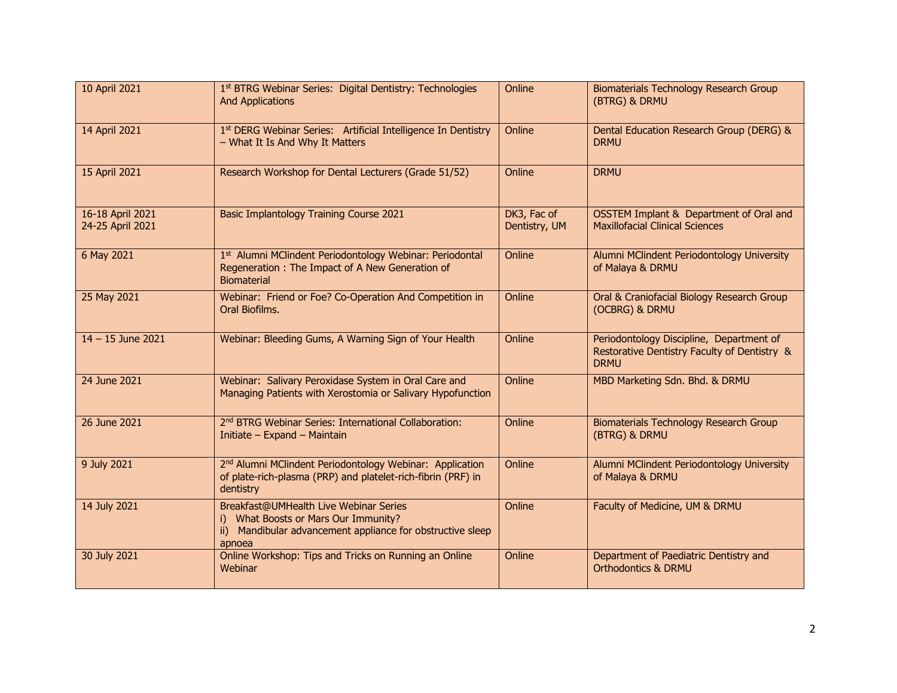| 10 April 2021 | 1st BTRG Webinar Series: Digital Dentistry: Technologies And Applications | Online | Biomaterials Technology Research Group (BTRG) & DRMU |
|---|---|---|---|
| 14 April 2021 | 1st DERG Webinar Series: Artificial Intelligence In Dentistry – What It Is And Why It Matters | Online | Dental Education Research Group (DERG) & DRMU |
| 15 April 2021 | Research Workshop for Dental Lecturers (Grade 51/52) | Online | DRMU |
| 16-18 April 2021<br>24-25 April 2021 | Basic Implantology Training Course 2021 | DK3, Fac of Dentistry, UM | OSSTEM Implant & Department of Oral and Maxillofacial Clinical Sciences |
| 6 May 2021 | 1st Alumni MClindent Periodontology Webinar: Periodontal Regeneration : The Impact of A New Generation of Biomaterial | Online | Alumni MClindent Periodontology University of Malaya & DRMU |
| 25 May 2021 | Webinar: Friend or Foe? Co-Operation And Competition in Oral Biofilms. | Online | Oral & Craniofacial Biology Research Group (OCBRG) & DRMU |
| 14 – 15 June 2021 | Webinar: Bleeding Gums, A Warning Sign of Your Health | Online | Periodontology Discipline, Department of Restorative Dentistry Faculty of Dentistry & DRMU |
| 24 June 2021 | Webinar: Salivary Peroxidase System in Oral Care and Managing Patients with Xerostomia or Salivary Hypofunction | Online | MBD Marketing Sdn. Bhd. & DRMU |
| 26 June 2021 | 2nd BTRG Webinar Series: International Collaboration: Initiate – Expand – Maintain | Online | Biomaterials Technology Research Group (BTRG) & DRMU |
| 9 July 2021 | 2nd Alumni MClindent Periodontology Webinar: Application of plate-rich-plasma (PRP) and platelet-rich-fibrin (PRF) in dentistry | Online | Alumni MClindent Periodontology University of Malaya & DRMU |
| 14 July 2021 | Breakfast@UMHealth Live Webinar Series<br>i) What Boosts or Mars Our Immunity?<br>ii) Mandibular advancement appliance for obstructive sleep apnoea | Online | Faculty of Medicine, UM & DRMU |
| 30 July 2021 | Online Workshop: Tips and Tricks on Running an Online Webinar | Online | Department of Paediatric Dentistry and Orthodontics & DRMU |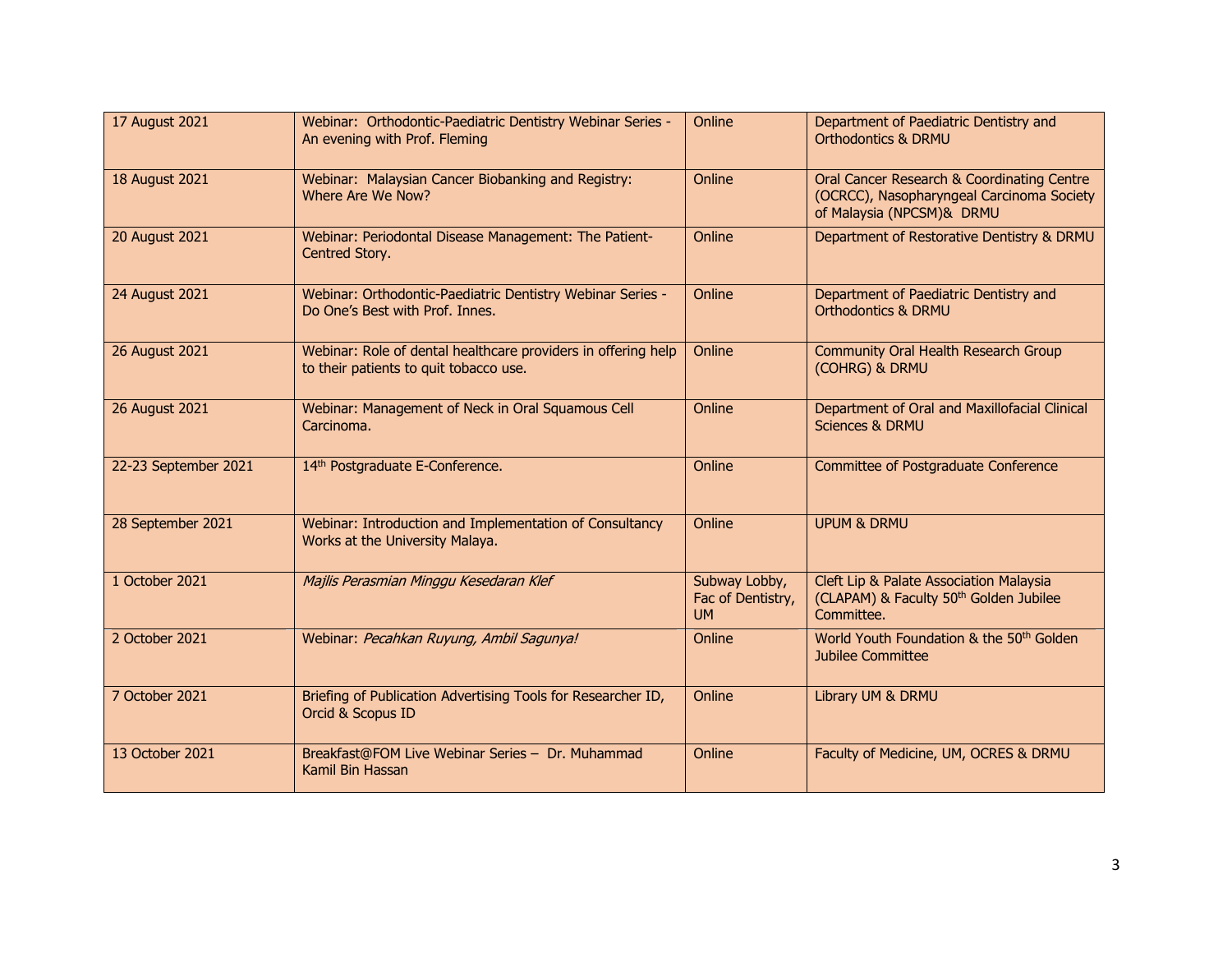| 17 August 2021 | Webinar: Orthodontic-Paediatric Dentistry Webinar Series - An evening with Prof. Fleming | Online | Department of Paediatric Dentistry and Orthodontics & DRMU |
|---|---|---|---|
| 18 August 2021 | Webinar: Malaysian Cancer Biobanking and Registry: Where Are We Now? | Online | Oral Cancer Research & Coordinating Centre (OCRCC), Nasopharyngeal Carcinoma Society of Malaysia (NPCSM)& DRMU |
| 20 August 2021 | Webinar: Periodontal Disease Management: The Patient-Centred Story. | Online | Department of Restorative Dentistry & DRMU |
| 24 August 2021 | Webinar: Orthodontic-Paediatric Dentistry Webinar Series - Do One's Best with Prof. Innes. | Online | Department of Paediatric Dentistry and Orthodontics & DRMU |
| 26 August 2021 | Webinar: Role of dental healthcare providers in offering help to their patients to quit tobacco use. | Online | Community Oral Health Research Group (COHRG) & DRMU |
| 26 August 2021 | Webinar: Management of Neck in Oral Squamous Cell Carcinoma. | Online | Department of Oral and Maxillofacial Clinical Sciences & DRMU |
| 22-23 September 2021 | 14th Postgraduate E-Conference. | Online | Committee of Postgraduate Conference |
| 28 September 2021 | Webinar: Introduction and Implementation of Consultancy Works at the University Malaya. | Online | UPUM & DRMU |
| 1 October 2021 | *Majlis Perasmian Minggu Kesedaran Klef* | Subway Lobby, Fac of Dentistry, UM | Cleft Lip & Palate Association Malaysia (CLAPAM) & Faculty 50th Golden Jubilee Committee. |
| 2 October 2021 | Webinar: *Pecahkan Ruyung, Ambil Sagunya!* | Online | World Youth Foundation & the 50th Golden Jubilee Committee |
| 7 October 2021 | Briefing of Publication Advertising Tools for Researcher ID, Orcid & Scopus ID | Online | Library UM & DRMU |
| 13 October 2021 | Breakfast@FOM Live Webinar Series – Dr. Muhammad Kamil Bin Hassan | Online | Faculty of Medicine, UM, OCRES & DRMU |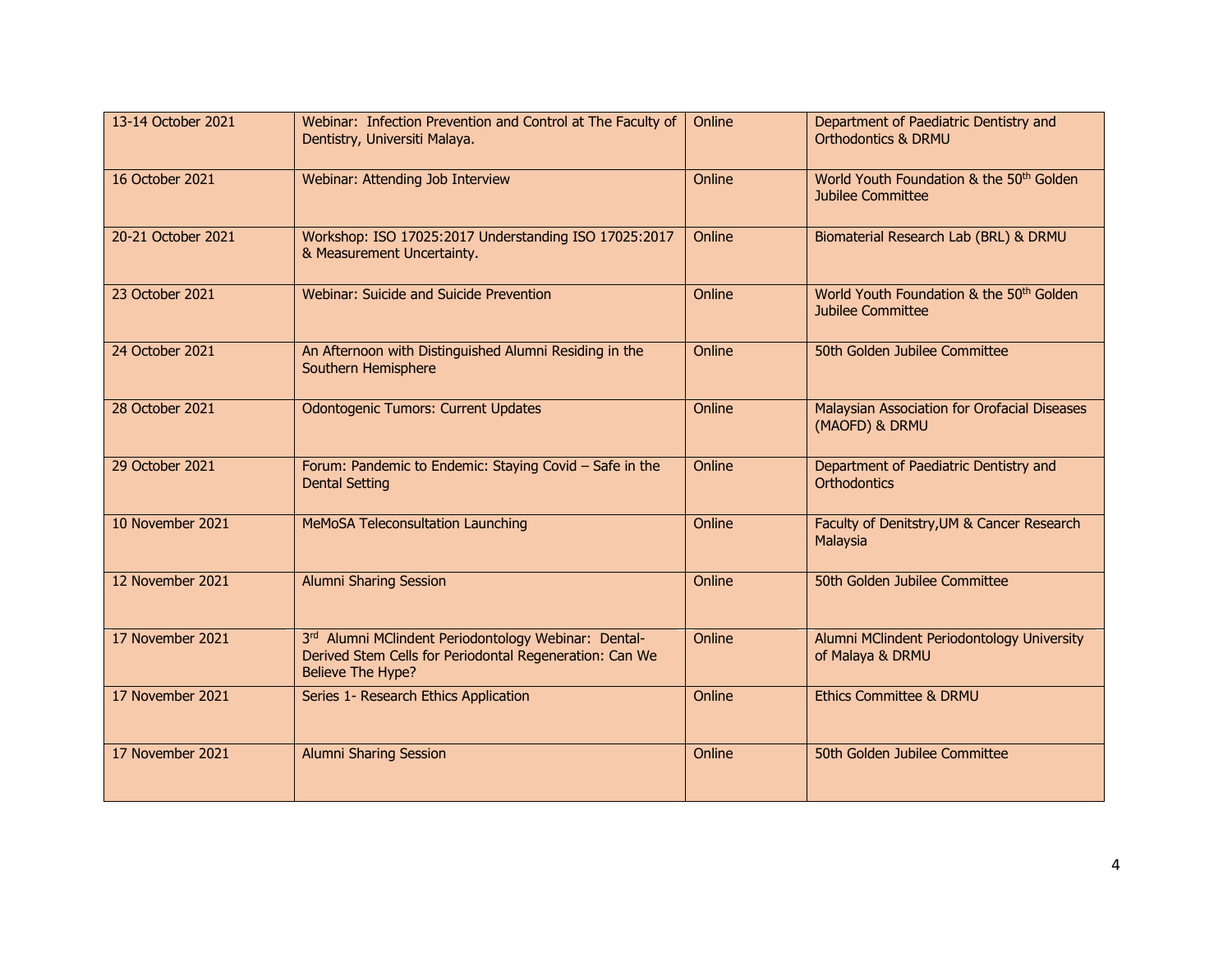| 13-14 October 2021 | Webinar: Infection Prevention and Control at The Faculty of Dentistry, Universiti Malaya. | Online | Department of Paediatric Dentistry and Orthodontics & DRMU |
|---|---|---|---|
| 16 October 2021 | Webinar: Attending Job Interview | Online | World Youth Foundation & the 50th Golden Jubilee Committee |
| 20-21 October 2021 | Workshop: ISO 17025:2017 Understanding ISO 17025:2017 & Measurement Uncertainty. | Online | Biomaterial Research Lab (BRL) & DRMU |
| 23 October 2021 | Webinar: Suicide and Suicide Prevention | Online | World Youth Foundation & the 50th Golden Jubilee Committee |
| 24 October 2021 | An Afternoon with Distinguished Alumni Residing in the Southern Hemisphere | Online | 50th Golden Jubilee Committee |
| 28 October 2021 | Odontogenic Tumors: Current Updates | Online | Malaysian Association for Orofacial Diseases (MAOFD) & DRMU |
| 29 October 2021 | Forum: Pandemic to Endemic: Staying Covid – Safe in the Dental Setting | Online | Department of Paediatric Dentistry and Orthodontics |
| 10 November 2021 | MeMoSA Teleconsultation Launching | Online | Faculty of Denitstry,UM & Cancer Research Malaysia |
| 12 November 2021 | Alumni Sharing Session | Online | 50th Golden Jubilee Committee |
| 17 November 2021 | 3rd Alumni MClindent Periodontology Webinar: Dental-Derived Stem Cells for Periodontal Regeneration: Can We Believe The Hype? | Online | Alumni MClindent Periodontology University of Malaya & DRMU |
| 17 November 2021 | Series 1- Research Ethics Application | Online | Ethics Committee & DRMU |
| 17 November 2021 | Alumni Sharing Session | Online | 50th Golden Jubilee Committee |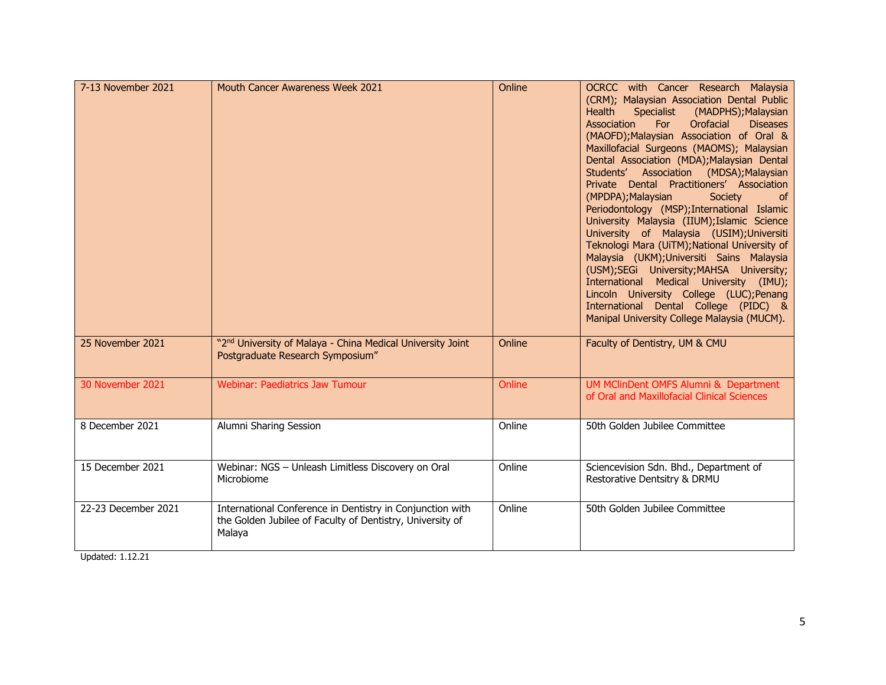| | | | |
|---|---|---|---|
| 7-13 November 2021 | Mouth Cancer Awareness Week 2021 | Online | OCRCC with Cancer Research Malaysia (CRM); Malaysian Association Dental Public Health Specialist (MADPHS);Malaysian Association For Orofacial Diseases (MAOFD);Malaysian Association of Oral & Maxillofacial Surgeons (MAOMS); Malaysian Dental Association (MDA);Malaysian Dental Students' Association (MDSA);Malaysian Private Dental Practitioners' Association (MPDPA);Malaysian Society of Periodontology (MSP);International Islamic University Malaysia (IIUM);Islamic Science University of Malaysia (USIM);Universiti Teknologi Mara (UiTM);National University of Malaysia (UKM);Universiti Sains Malaysia (USM);SEGi University;MAHSA University; International Medical University (IMU); Lincoln University College (LUC);Penang International Dental College (PIDC) & Manipal University College Malaysia (MUCM). |
| 25 November 2021 | "2nd University of Malaya - China Medical University Joint Postgraduate Research Symposium" | Online | Faculty of Dentistry, UM & CMU |
| 30 November 2021 | Webinar: Paediatrics Jaw Tumour | Online | UM MClinDent OMFS Alumni & Department of Oral and Maxillofacial Clinical Sciences |
| 8 December 2021 | Alumni Sharing Session | Online | 50th Golden Jubilee Committee |
| 15 December 2021 | Webinar: NGS – Unleash Limitless Discovery on Oral Microbiome | Online | Sciencevision Sdn. Bhd., Department of Restorative Dentsitry & DRMU |
| 22-23 December 2021 | International Conference in Dentistry in Conjunction with the Golden Jubilee of Faculty of Dentistry, University of Malaya | Online | 50th Golden Jubilee Committee |

Updated: 1.12.21